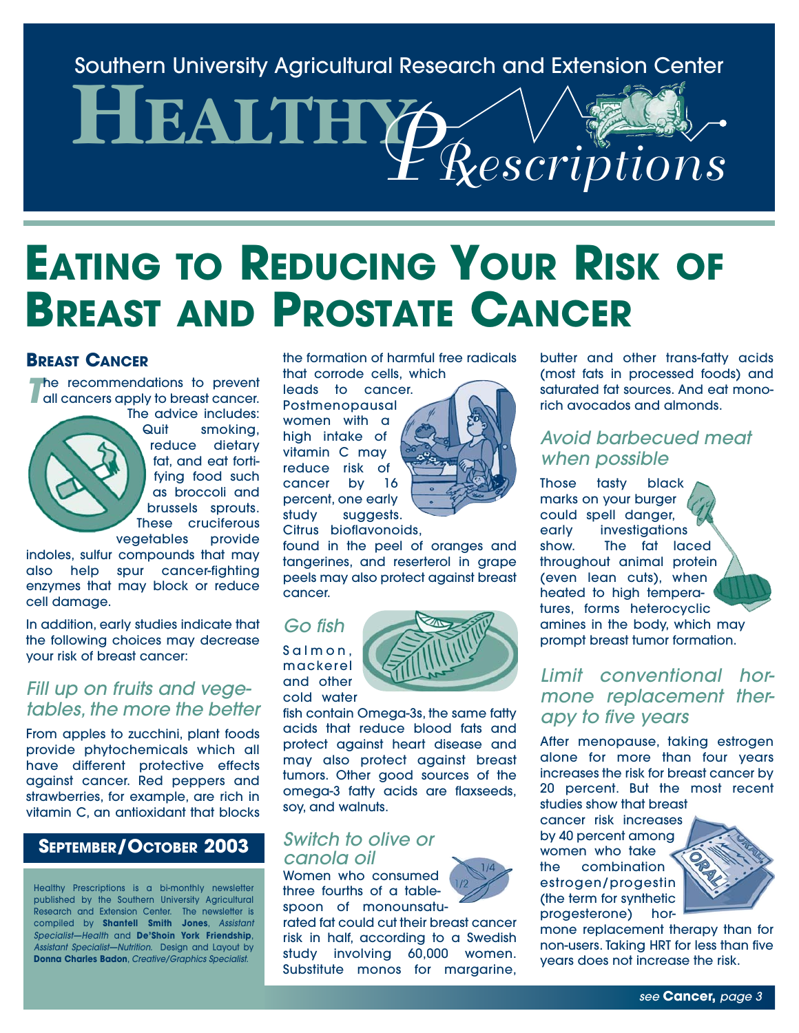Southern University Agricultural Research and Extension Center

# Healthy Prescriptions

# Eating to Reducing Your Risk of Breast and Prostate Cancer

## Breast Cancer

The recommendations to prevent all cancers apply to breast cancer. The advice includes: Quit smoking, reduce dietary fat, and eat fortifying food such as broccoli and brussels sprouts. These cruciferous vegetables provide indoles, sulfur compounds that may also help spur cancer-fighting enzymes that may block or reduce cell damage.

In addition, early studies indicate that the following choices may decrease your risk of breast cancer:

### *Fill up on fruits and vegetables, the more the better*

From apples to zucchini, plant foods provide phytochemicals which all have different protective effects against cancer. Red peppers and strawberries, for example, are rich in vitamin C, an antioxidant that blocks the formation of harmful free radicals that corrode cells, which leads to cancer. Postmenopausal women with a high intake of vitamin C may reduce risk of cancer by 16 percent, one early study suggests. Citrus bioflavonoids, found in the peel of oranges and tangerines, and reserterol in grape peels may also protect against breast cancer.

### *Go fish*

Salmon, mackerel and other cold water fish contain Omega-3s, the same fatty acids that reduce blood fats and protect against heart disease and may also protect against breast tumors. Other good sources of the omega-3 fatty acids are flaxseeds, soy, and walnuts.

### *Switch to olive or canola oil*

Women who consumed three fourths of a tablespoon of monounsaturated fat could cut their breast cancer risk in half, according to a Swedish study involving 60,000 women. Substitute monos for margarine, butter and other trans-fatty acids (most fats in processed foods) and saturated fat sources. And eat mono-rich avocados and almonds.

### *Avoid barbecued meat when possible*

Those tasty black marks on your burger could spell danger, early investigations show. The fat laced throughout animal protein (even lean cuts), when heated to high temperatures, forms heterocyclic amines in the body, which may prompt breast tumor formation.

### *Limit conventional hormone replacement therapy to five years*

After menopause, taking estrogen alone for more than four years increases the risk for breast cancer by 20 percent. But the most recent studies show that breast cancer risk increases by 40 percent among women who take the combination estrogen/progestin (the term for synthetic progesterone) hormone replacement therapy than for non-users. Taking HRT for less than five years does not increase the risk.

*see* **Cancer,** *page 3*

**September/October 2003**

Healthy Prescriptions is a bi-monthly newsletter published by the Southern University Agricultural Research and Extension Center. The newsletter is compiled by **Shantell Smith Jones**, *Assistant Specialist—Health* and **De'Shoin York Friendship**, *Assistant Specialist—Nutrition.* Design and Layout by **Donna Charles Badon**, *Creative/Graphics Specialist.*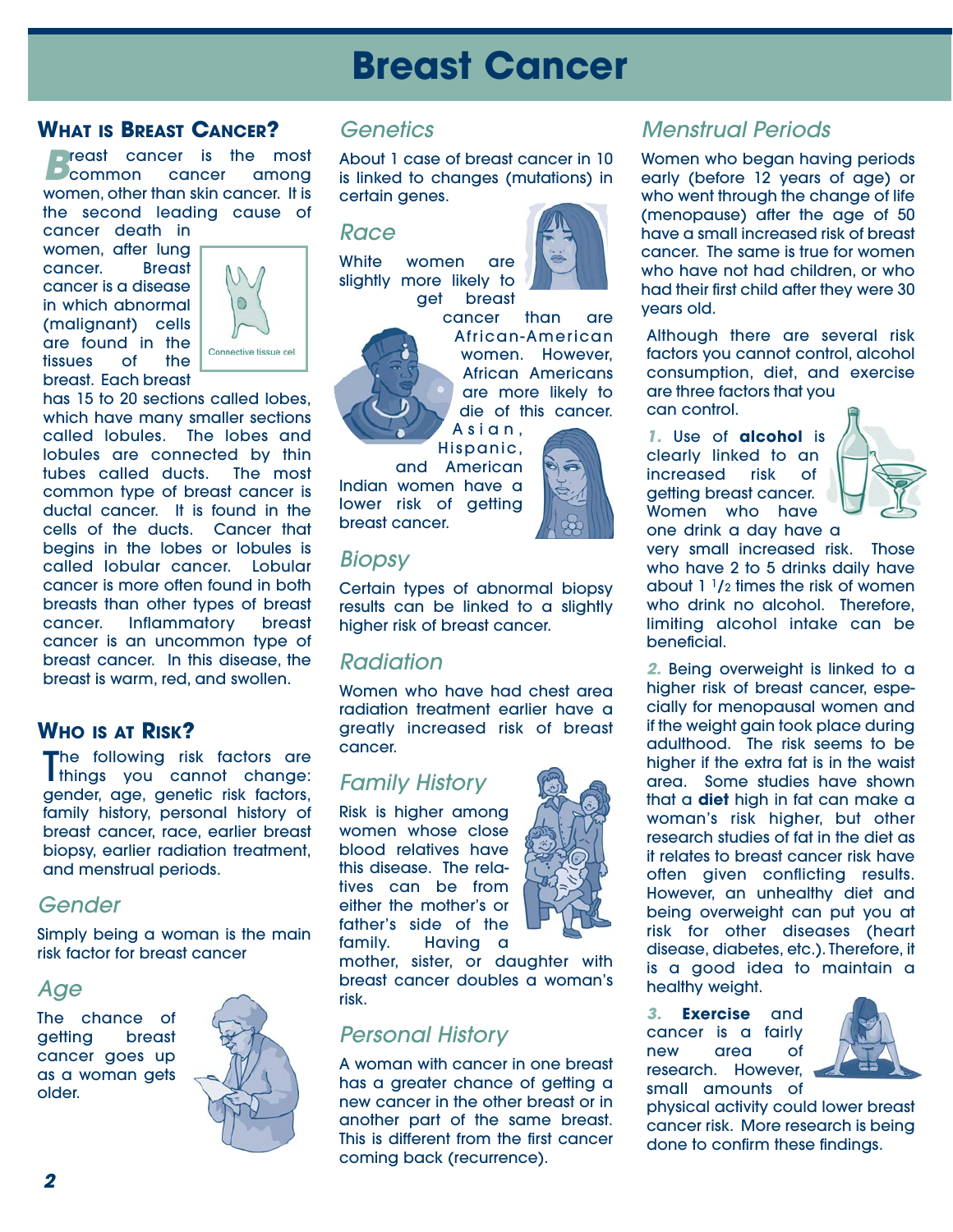# Breast Cancer

## What is Breast Cancer?

Breast cancer is the most common cancer among women, other than skin cancer. It is the second leading cause of cancer death in women, after lung cancer. Breast cancer is a disease in which abnormal (malignant) cells are found in the tissues of the breast. Each breast has 15 to 20 sections called lobes, which have many smaller sections called lobules. The lobes and lobules are connected by thin tubes called ducts. The most common type of breast cancer is ductal cancer. It is found in the cells of the ducts. Cancer that begins in the lobes or lobules is called lobular cancer. Lobular cancer is more often found in both breasts than other types of breast cancer. Inflammatory breast cancer is an uncommon type of breast cancer. In this disease, the breast is warm, red, and swollen.

Connective tissue cel

## Who is at Risk?

The following risk factors are things you cannot change: gender, age, genetic risk factors, family history, personal history of breast cancer, race, earlier breast biopsy, earlier radiation treatment, and menstrual periods.

### Gender

Simply being a woman is the main risk factor for breast cancer

### Age

The chance of getting breast cancer goes up as a woman gets older.

### Genetics

About 1 case of breast cancer in 10 is linked to changes (mutations) in certain genes.

### Race

White women are slightly more likely to get breast cancer than are African-American women. However, African Americans are more likely to die of this cancer. Asian, Hispanic, and American Indian women have a lower risk of getting breast cancer.

### Biopsy

Certain types of abnormal biopsy results can be linked to a slightly higher risk of breast cancer.

### Radiation

Women who have had chest area radiation treatment earlier have a greatly increased risk of breast cancer.

### Family History

Risk is higher among women whose close blood relatives have this disease. The relatives can be from either the mother's or father's side of the family. Having a mother, sister, or daughter with breast cancer doubles a woman's risk.

### Personal History

A woman with cancer in one breast has a greater chance of getting a new cancer in the other breast or in another part of the same breast. This is different from the first cancer coming back (recurrence).

### Menstrual Periods

Women who began having periods early (before 12 years of age) or who went through the change of life (menopause) after the age of 50 have a small increased risk of breast cancer. The same is true for women who have not had children, or who had their first child after they were 30 years old.

Although there are several risk factors you cannot control, alcohol consumption, diet, and exercise are three factors that you can control.

*1.* Use of **alcohol** is clearly linked to an increased risk of getting breast cancer. Women who have one drink a day have a very small increased risk. Those who have 2 to 5 drinks daily have about 1 1/2 times the risk of women who drink no alcohol. Therefore, limiting alcohol intake can be beneficial.

*2.* Being overweight is linked to a higher risk of breast cancer, especially for menopausal women and if the weight gain took place during adulthood. The risk seems to be higher if the extra fat is in the waist area. Some studies have shown that a **diet** high in fat can make a woman's risk higher, but other research studies of fat in the diet as it relates to breast cancer risk have often given conflicting results. However, an unhealthy diet and being overweight can put you at risk for other diseases (heart disease, diabetes, etc.). Therefore, it is a good idea to maintain a healthy weight.

*3.* **Exercise** and cancer is a fairly new area of research. However, small amounts of physical activity could lower breast cancer risk. More research is being done to confirm these findings.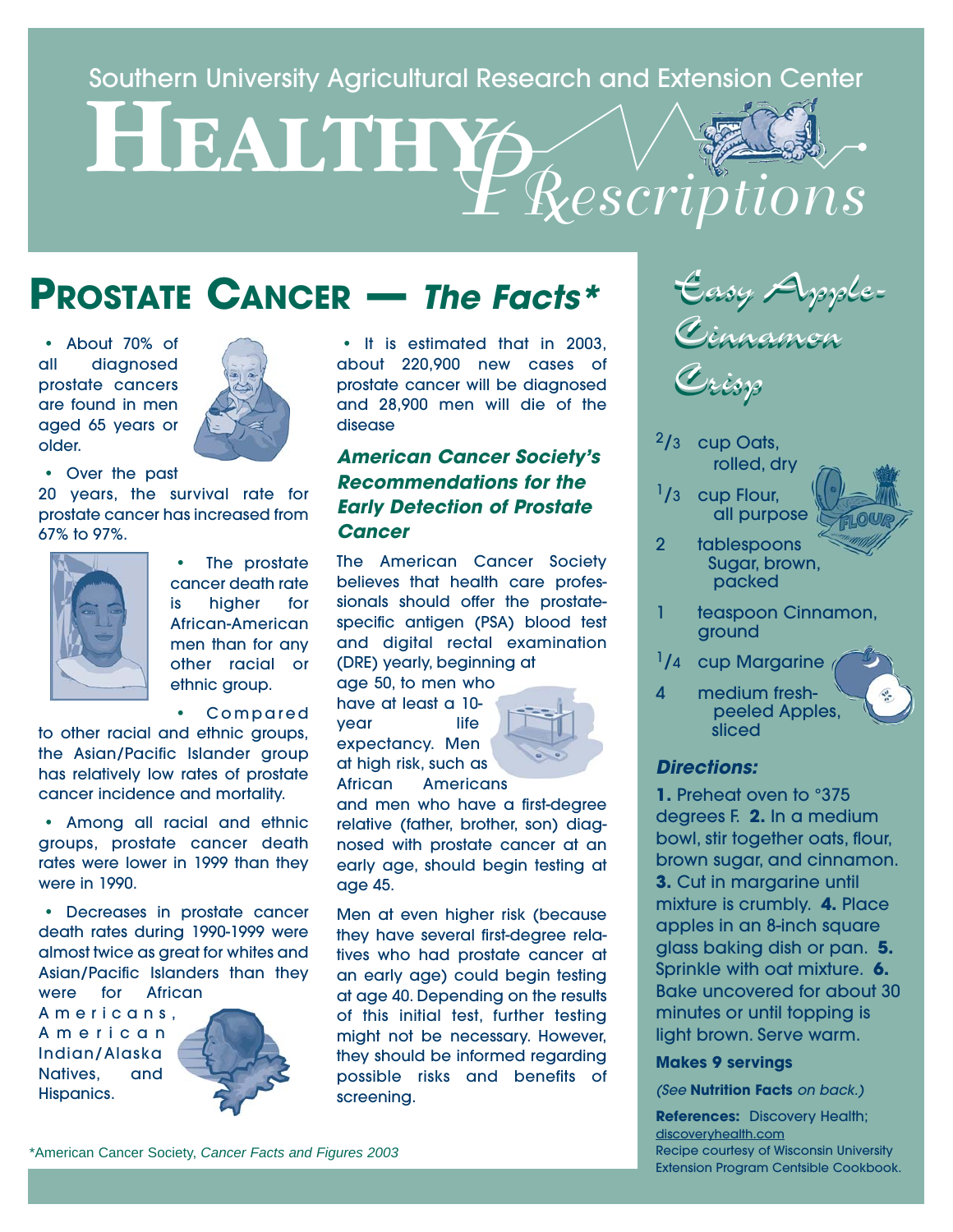Southern University Agricultural Research and Extension Center

# HEALTHY Prescriptions

## PROSTATE CANCER — *The Facts**

- About 70% of all diagnosed prostate cancers are found in men aged 65 years or older.
- Over the past 20 years, the survival rate for prostate cancer has increased from 67% to 97%.
- The prostate cancer death rate is higher for African-American men than for any other racial or ethnic group.
- Compared to other racial and ethnic groups, the Asian/Pacific Islander group has relatively low rates of prostate cancer incidence and mortality.
- Among all racial and ethnic groups, prostate cancer death rates were lower in 1999 than they were in 1990.
- Decreases in prostate cancer death rates during 1990-1999 were almost twice as great for whites and Asian/Pacific Islanders than they were for African Americans, American Indian/Alaska Natives, and Hispanics.
- It is estimated that in 2003, about 220,900 new cases of prostate cancer will be diagnosed and 28,900 men will die of the disease

### *American Cancer Society's Recommendations for the Early Detection of Prostate Cancer*

The American Cancer Society believes that health care professionals should offer the prostate-specific antigen (PSA) blood test and digital rectal examination (DRE) yearly, beginning at age 50, to men who have at least a 10-year life expectancy. Men at high risk, such as African Americans and men who have a first-degree relative (father, brother, son) diagnosed with prostate cancer at an early age, should begin testing at age 45.

Men at even higher risk (because they have several first-degree relatives who had prostate cancer at an early age) could begin testing at age 40. Depending on the results of this initial test, further testing might not be necessary. However, they should be informed regarding possible risks and benefits of screening.

*American Cancer Society, *Cancer Facts and Figures 2003*

## *Easy Apple-Cinnamon Crisp*

- 2/3 cup Oats, rolled, dry
- 1/3 cup Flour, all purpose
- 2 tablespoons Sugar, brown, packed
- 1 teaspoon Cinnamon, ground
- 1/4 cup Margarine
- 4 medium fresh-peeled Apples, sliced

### *Directions:*

**1.** Preheat oven to °375 degrees F. **2.** In a medium bowl, stir together oats, flour, brown sugar, and cinnamon. **3.** Cut in margarine until mixture is crumbly. **4.** Place apples in an 8-inch square glass baking dish or pan. **5.** Sprinkle with oat mixture. **6.** Bake uncovered for about 30 minutes or until topping is light brown. Serve warm.

**Makes 9 servings**

*(See* **Nutrition Facts** *on back.)*

**References:** Discovery Health; discoveryhealth.com
Recipe courtesy of Wisconsin University Extension Program Centsible Cookbook.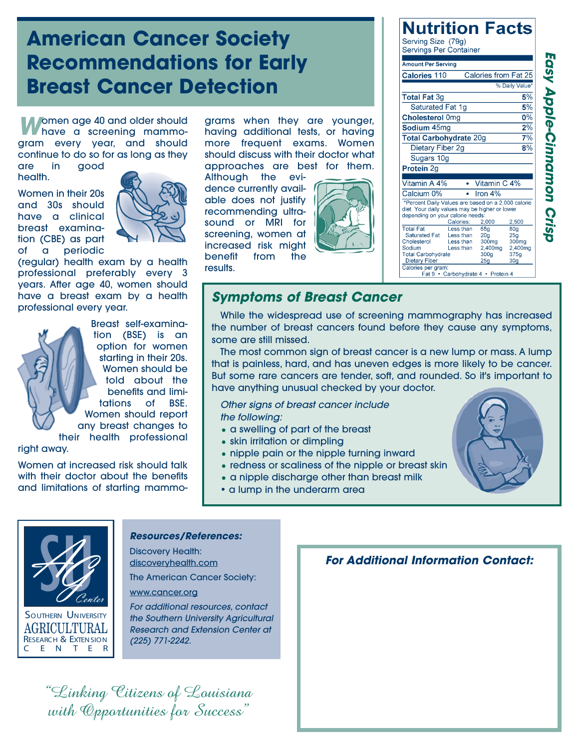# American Cancer Society Recommendations for Early Breast Cancer Detection

Women age 40 and older should have a screening mammogram every year, and should continue to do so for as long as they are in good health.

Women in their 20s and 30s should have a clinical breast examination (CBE) as part of a periodic (regular) health exam by a health professional preferably every 3 years. After age 40, women should have a breast exam by a health professional every year.

Breast self-examination (BSE) is an option for women starting in their 20s. Women should be told about the benefits and limitations of BSE. Women should report any breast changes to their health professional right away.

Women at increased risk should talk with their doctor about the benefits and limitations of starting mammograms when they are younger, having additional tests, or having more frequent exams. Women should discuss with their doctor what approaches are best for them. Although the evidence currently available does not justify recommending ultrasound or MRI for screening, women at increased risk might benefit from the results.

## Nutrition Facts

**Easy Apple-Cinnamon Crisp**

Serving Size (79g)
Servings Per Container

**Amount Per Serving**

| | |
|---|---|
| **Calories** 110 | Calories from Fat 25 |
| | % Daily Value* |
| **Total Fat** 3g | **5%** |
| Saturated Fat 1g | **5%** |
| **Cholesterol** 0mg | **0%** |
| **Sodium** 45mg | **2%** |
| **Total Carbohydrate** 20g | **7%** |
| Dietary Fiber 2g | **8%** |
| Sugars 10g | |
| **Protein** 2g | |

Vitamin A 4% • Vitamin C 4%
Calcium 0% • Iron 4%

*Percent Daily Values are based on a 2,000 calorie diet. Your daily values may be higher or lower depending on your calorie needs:

| | Calories: | 2,000 | 2,500 |
|---|---|---|---|
| Total Fat | Less than | 65g | 80g |
| Saturated Fat | Less than | 20g | 25g |
| Cholesterol | Less than | 300mg | 300mg |
| Sodium | Less than | 2,400mg | 2,400mg |
| Total Carbohydrate | | 300g | 375g |
| Dietary Fiber | | 25g | 30g |

Calories per gram:
Fat 9 • Carbohydrate 4 • Protein 4

## Symptoms of Breast Cancer

While the widespread use of screening mammography has increased the number of breast cancers found before they cause any symptoms, some are still missed.

The most common sign of breast cancer is a new lump or mass. A lump that is painless, hard, and has uneven edges is more likely to be cancer. But some rare cancers are tender, soft, and rounded. So it's important to have anything unusual checked by your doctor.

*Other signs of breast cancer include the following:*

- a swelling of part of the breast
- skin irritation or dimpling
- nipple pain or the nipple turning inward
- redness or scaliness of the nipple or breast skin
- a nipple discharge other than breast milk
- a lump in the underarm area

Southern University Agricultural Research & Extension Center

### Resources/References:

Discovery Health:
discoveryhealth.com

The American Cancer Society:
www.cancer.org

*For additional resources, contact the Southern University Agricultural Research and Extension Center at (225) 771-2242.*

### For Additional Information Contact:

*"Linking Citizens of Louisiana with Opportunities for Success"*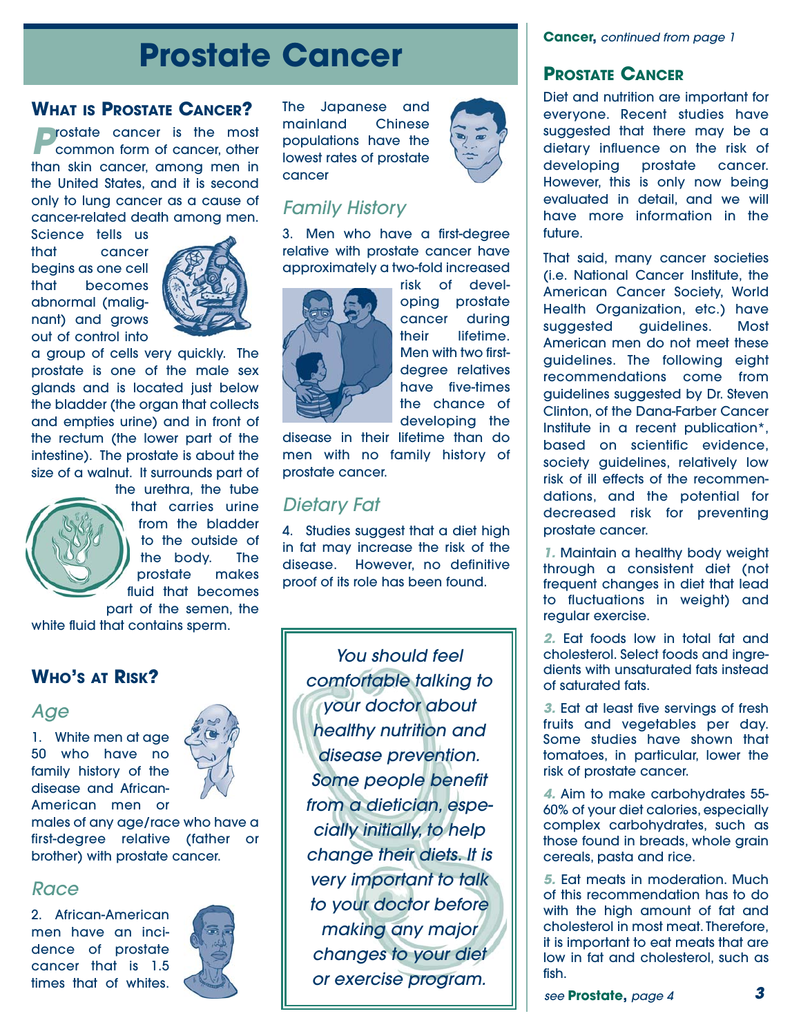# Prostate Cancer

## What is Prostate Cancer?

Prostate cancer is the most common form of cancer, other than skin cancer, among men in the United States, and it is second only to lung cancer as a cause of cancer-related death among men. Science tells us that cancer begins as one cell that becomes abnormal (malignant) and grows out of control into a group of cells very quickly. The prostate is one of the male sex glands and is located just below the bladder (the organ that collects and empties urine) and in front of the rectum (the lower part of the intestine). The prostate is about the size of a walnut. It surrounds part of the urethra, the tube that carries urine from the bladder to the outside of the body. The prostate makes fluid that becomes part of the semen, the white fluid that contains sperm.

## Who's at Risk?

### *Age*

1. White men at age 50 who have no family history of the disease and African-American men or males of any age/race who have a first-degree relative (father or brother) with prostate cancer.

### *Race*

2. African-American men have an incidence of prostate cancer that is 1.5 times that of whites. The Japanese and mainland Chinese populations have the lowest rates of prostate cancer

### *Family History*

3. Men who have a first-degree relative with prostate cancer have approximately a two-fold increased risk of developing prostate cancer during their lifetime. Men with two first-degree relatives have five-times the chance of developing the disease in their lifetime than do men with no family history of prostate cancer.

### *Dietary Fat*

4. Studies suggest that a diet high in fat may increase the risk of the disease. However, no definitive proof of its role has been found.

> *You should feel comfortable talking to your doctor about healthy nutrition and disease prevention. Some people benefit from a dietician, especially initially, to help change their diets. It is very important to talk to your doctor before making any major changes to your diet or exercise program.*

**Cancer,** *continued from page 1*

## Prostate Cancer

Diet and nutrition are important for everyone. Recent studies have suggested that there may be a dietary influence on the risk of developing prostate cancer. However, this is only now being evaluated in detail, and we will have more information in the future.

That said, many cancer societies (i.e. National Cancer Institute, the American Cancer Society, World Health Organization, etc.) have suggested guidelines. Most American men do not meet these guidelines. The following eight recommendations come from guidelines suggested by Dr. Steven Clinton, of the Dana-Farber Cancer Institute in a recent publication*, based on scientific evidence, society guidelines, relatively low risk of ill effects of the recommendations, and the potential for decreased risk for preventing prostate cancer.

1. Maintain a healthy body weight through a consistent diet (not frequent changes in diet that lead to fluctuations in weight) and regular exercise.

2. Eat foods low in total fat and cholesterol. Select foods and ingredients with unsaturated fats instead of saturated fats.

3. Eat at least five servings of fresh fruits and vegetables per day. Some studies have shown that tomatoes, in particular, lower the risk of prostate cancer.

4. Aim to make carbohydrates 55-60% of your diet calories, especially complex carbohydrates, such as those found in breads, whole grain cereals, pasta and rice.

5. Eat meats in moderation. Much of this recommendation has to do with the high amount of fat and cholesterol in most meat. Therefore, it is important to eat meats that are low in fat and cholesterol, such as fish.

*see* **Prostate,** *page 4*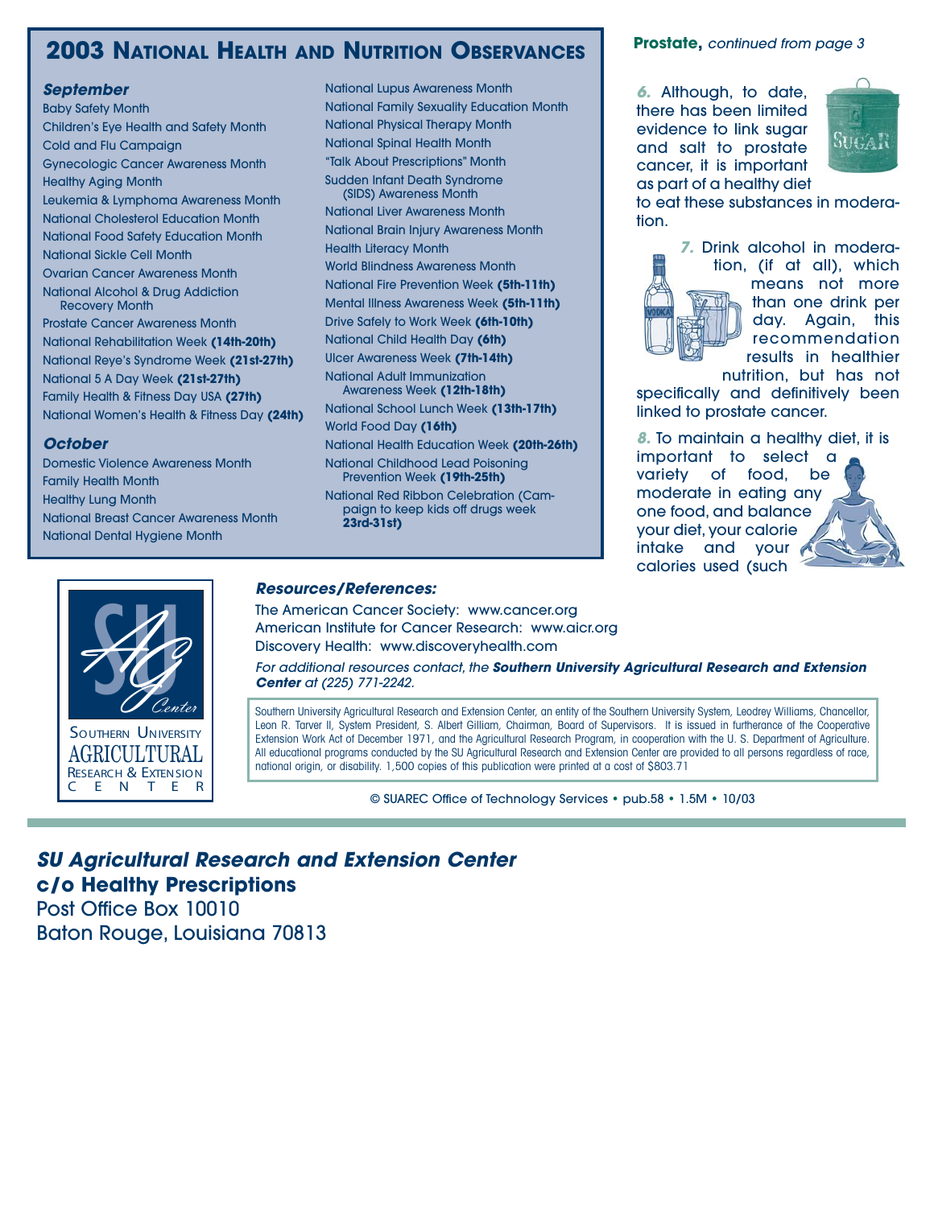## 2003 National Health and Nutrition Observances

### *September*

Baby Safety Month
Children's Eye Health and Safety Month
Cold and Flu Campaign
Gynecologic Cancer Awareness Month
Healthy Aging Month
Leukemia & Lymphoma Awareness Month
National Cholesterol Education Month
National Food Safety Education Month
National Sickle Cell Month
Ovarian Cancer Awareness Month
National Alcohol & Drug Addiction Recovery Month
Prostate Cancer Awareness Month
National Rehabilitation Week **(14th-20th)**
National Reye's Syndrome Week **(21st-27th)**
National 5 A Day Week **(21st-27th)**
Family Health & Fitness Day USA **(27th)**
National Women's Health & Fitness Day **(24th)**

### *October*

Domestic Violence Awareness Month
Family Health Month
Healthy Lung Month
National Breast Cancer Awareness Month
National Dental Hygiene Month
National Lupus Awareness Month
National Family Sexuality Education Month
National Physical Therapy Month
National Spinal Health Month
"Talk About Prescriptions" Month
Sudden Infant Death Syndrome (SIDS) Awareness Month
National Liver Awareness Month
National Brain Injury Awareness Month
Health Literacy Month
World Blindness Awareness Month
National Fire Prevention Week **(5th-11th)**
Mental Illness Awareness Week **(5th-11th)**
Drive Safely to Work Week **(6th-10th)**
National Child Health Day **(6th)**
Ulcer Awareness Week **(7th-14th)**
National Adult Immunization Awareness Week **(12th-18th)**
National School Lunch Week **(13th-17th)**
World Food Day **(16th)**
National Health Education Week **(20th-26th)**
National Childhood Lead Poisoning Prevention Week **(19th-25th)**
National Red Ribbon Celebration (Campaign to keep kids off drugs week **23rd-31st)**

**Prostate,** *continued from page 3*

***6.*** Although, to date, there has been limited evidence to link sugar and salt to prostate cancer, it is important as part of a healthy diet to eat these substances in moderation.

***7.*** Drink alcohol in moderation, (if at all), which means not more than one drink per day. Again, this recommendation results in healthier nutrition, but has not specifically and definitively been linked to prostate cancer.

***8.*** To maintain a healthy diet, it is important to select a variety of food, be moderate in eating any one food, and balance your diet, your calorie intake and your calories used (such

Southern University Agricultural Research & Extension Center

### *Resources/References:*

The American Cancer Society: www.cancer.org
American Institute for Cancer Research: www.aicr.org
Discovery Health: www.discoveryhealth.com

*For additional resources contact, the **Southern University Agricultural Research and Extension Center** at (225) 771-2242.*

Southern University Agricultural Research and Extension Center, an entity of the Southern University System, Leodrey Williams, Chancellor, Leon R. Tarver II, System President, S. Albert Gilliam, Chairman, Board of Supervisors. It is issued in furtherance of the Cooperative Extension Work Act of December 1971, and the Agricultural Research Program, in cooperation with the U. S. Department of Agriculture. All educational programs conducted by the SU Agricultural Research and Extension Center are provided to all persons regardless of race, national origin, or disability. 1,500 copies of this publication were printed at a cost of $803.71

© SUAREC Office of Technology Services • pub.58 • 1.5M • 10/03

***SU Agricultural Research and Extension Center***
**c/o Healthy Prescriptions**
Post Office Box 10010
Baton Rouge, Louisiana 70813